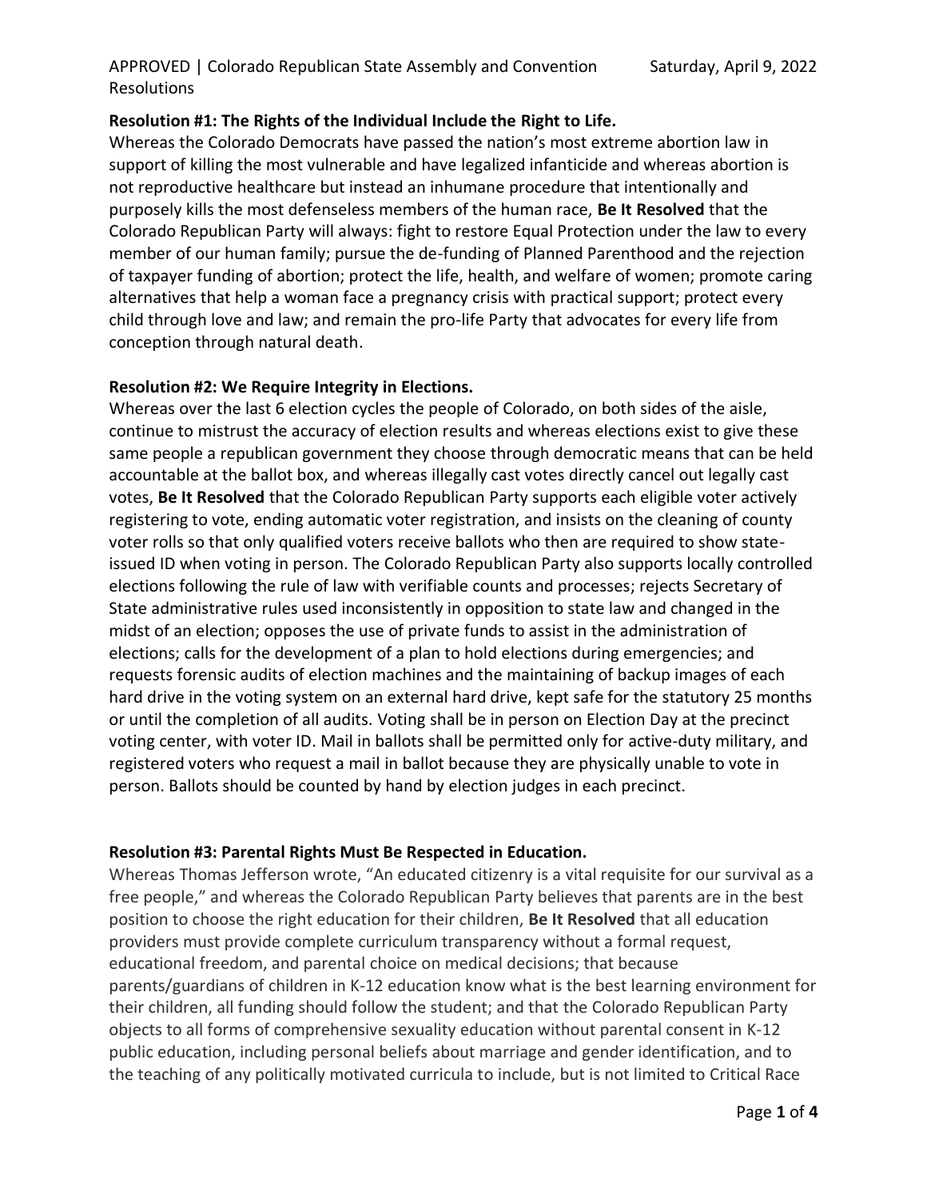APPROVED | Colorado Republican State Assembly and Convention Resolutions

Saturday, April 9, 2022

**Resolution #1: The Rights of the Individual Include the Right to Life.**

Whereas the Colorado Democrats have passed the nation's most extreme abortion law in support of killing the most vulnerable and have legalized infanticide and whereas abortion is not reproductive healthcare but instead an inhumane procedure that intentionally and purposely kills the most defenseless members of the human race, **Be It Resolved** that the Colorado Republican Party will always: fight to restore Equal Protection under the law to every member of our human family; pursue the de-funding of Planned Parenthood and the rejection of taxpayer funding of abortion; protect the life, health, and welfare of women; promote caring alternatives that help a woman face a pregnancy crisis with practical support; protect every child through love and law; and remain the pro-life Party that advocates for every life from conception through natural death.

**Resolution #2: We Require Integrity in Elections.**

Whereas over the last 6 election cycles the people of Colorado, on both sides of the aisle, continue to mistrust the accuracy of election results and whereas elections exist to give these same people a republican government they choose through democratic means that can be held accountable at the ballot box, and whereas illegally cast votes directly cancel out legally cast votes, **Be It Resolved** that the Colorado Republican Party supports each eligible voter actively registering to vote, ending automatic voter registration, and insists on the cleaning of county voter rolls so that only qualified voters receive ballots who then are required to show state-issued ID when voting in person. The Colorado Republican Party also supports locally controlled elections following the rule of law with verifiable counts and processes; rejects Secretary of State administrative rules used inconsistently in opposition to state law and changed in the midst of an election; opposes the use of private funds to assist in the administration of elections; calls for the development of a plan to hold elections during emergencies; and requests forensic audits of election machines and the maintaining of backup images of each hard drive in the voting system on an external hard drive, kept safe for the statutory 25 months or until the completion of all audits. Voting shall be in person on Election Day at the precinct voting center, with voter ID. Mail in ballots shall be permitted only for active-duty military, and registered voters who request a mail in ballot because they are physically unable to vote in person. Ballots should be counted by hand by election judges in each precinct.

**Resolution #3: Parental Rights Must Be Respected in Education.**

Whereas Thomas Jefferson wrote, "An educated citizenry is a vital requisite for our survival as a free people," and whereas the Colorado Republican Party believes that parents are in the best position to choose the right education for their children, **Be It Resolved** that all education providers must provide complete curriculum transparency without a formal request, educational freedom, and parental choice on medical decisions; that because parents/guardians of children in K-12 education know what is the best learning environment for their children, all funding should follow the student; and that the Colorado Republican Party objects to all forms of comprehensive sexuality education without parental consent in K-12 public education, including personal beliefs about marriage and gender identification, and to the teaching of any politically motivated curricula to include, but is not limited to Critical Race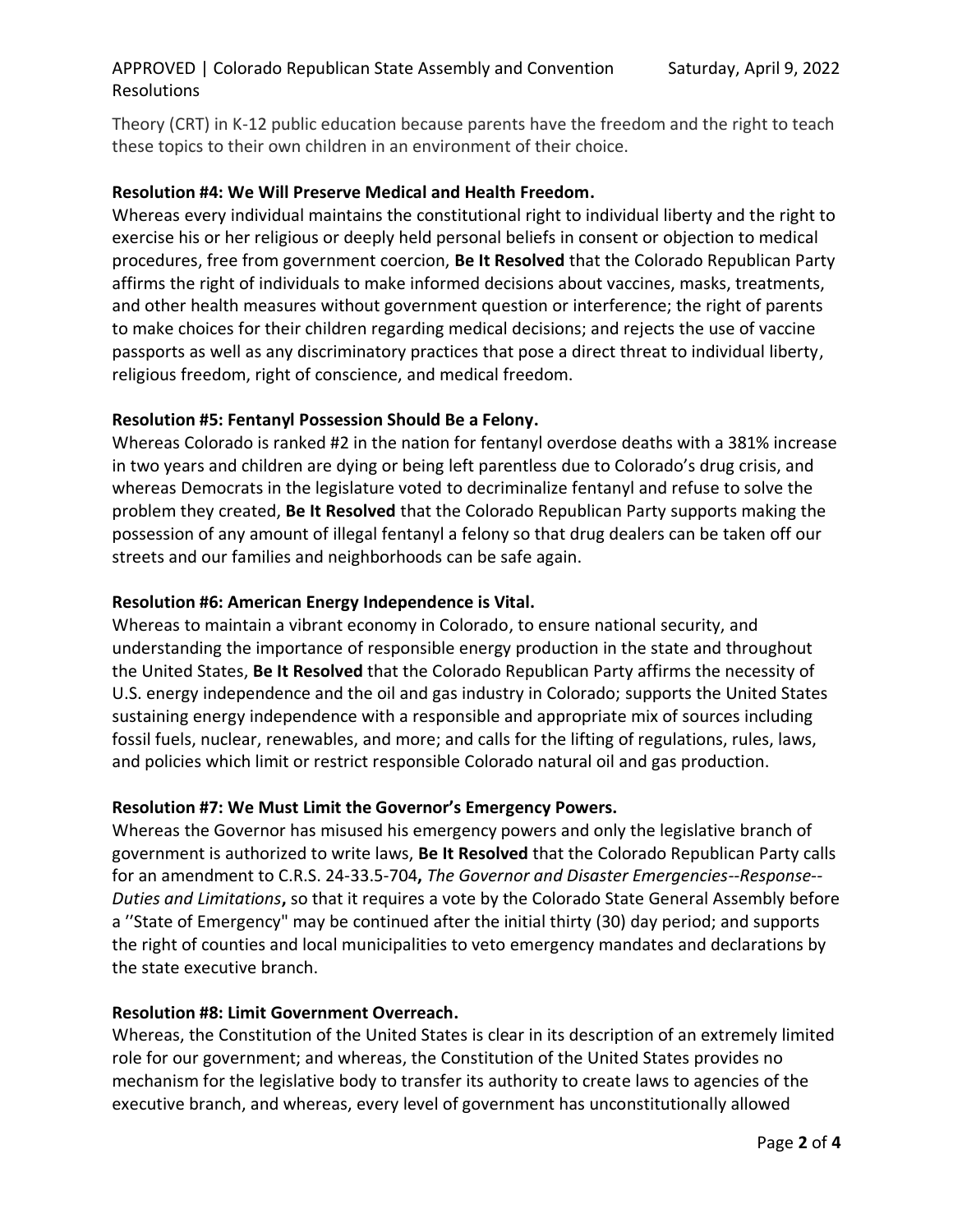Theory (CRT) in K-12 public education because parents have the freedom and the right to teach these topics to their own children in an environment of their choice.

**Resolution #4: We Will Preserve Medical and Health Freedom.**
Whereas every individual maintains the constitutional right to individual liberty and the right to exercise his or her religious or deeply held personal beliefs in consent or objection to medical procedures, free from government coercion, **Be It Resolved** that the Colorado Republican Party affirms the right of individuals to make informed decisions about vaccines, masks, treatments, and other health measures without government question or interference; the right of parents to make choices for their children regarding medical decisions; and rejects the use of vaccine passports as well as any discriminatory practices that pose a direct threat to individual liberty, religious freedom, right of conscience, and medical freedom.

**Resolution #5: Fentanyl Possession Should Be a Felony.**
Whereas Colorado is ranked #2 in the nation for fentanyl overdose deaths with a 381% increase in two years and children are dying or being left parentless due to Colorado's drug crisis, and whereas Democrats in the legislature voted to decriminalize fentanyl and refuse to solve the problem they created, **Be It Resolved** that the Colorado Republican Party supports making the possession of any amount of illegal fentanyl a felony so that drug dealers can be taken off our streets and our families and neighborhoods can be safe again.

**Resolution #6: American Energy Independence is Vital.**
Whereas to maintain a vibrant economy in Colorado, to ensure national security, and understanding the importance of responsible energy production in the state and throughout the United States, **Be It Resolved** that the Colorado Republican Party affirms the necessity of U.S. energy independence and the oil and gas industry in Colorado; supports the United States sustaining energy independence with a responsible and appropriate mix of sources including fossil fuels, nuclear, renewables, and more; and calls for the lifting of regulations, rules, laws, and policies which limit or restrict responsible Colorado natural oil and gas production.

**Resolution #7: We Must Limit the Governor's Emergency Powers.**
Whereas the Governor has misused his emergency powers and only the legislative branch of government is authorized to write laws, **Be It Resolved** that the Colorado Republican Party calls for an amendment to C.R.S. 24-33.5-704**,** *The Governor and Disaster Emergencies--Response--Duties and Limitations***,** so that it requires a vote by the Colorado State General Assembly before a ''State of Emergency" may be continued after the initial thirty (30) day period; and supports the right of counties and local municipalities to veto emergency mandates and declarations by the state executive branch.

**Resolution #8: Limit Government Overreach.**
Whereas, the Constitution of the United States is clear in its description of an extremely limited role for our government; and whereas, the Constitution of the United States provides no mechanism for the legislative body to transfer its authority to create laws to agencies of the executive branch, and whereas, every level of government has unconstitutionally allowed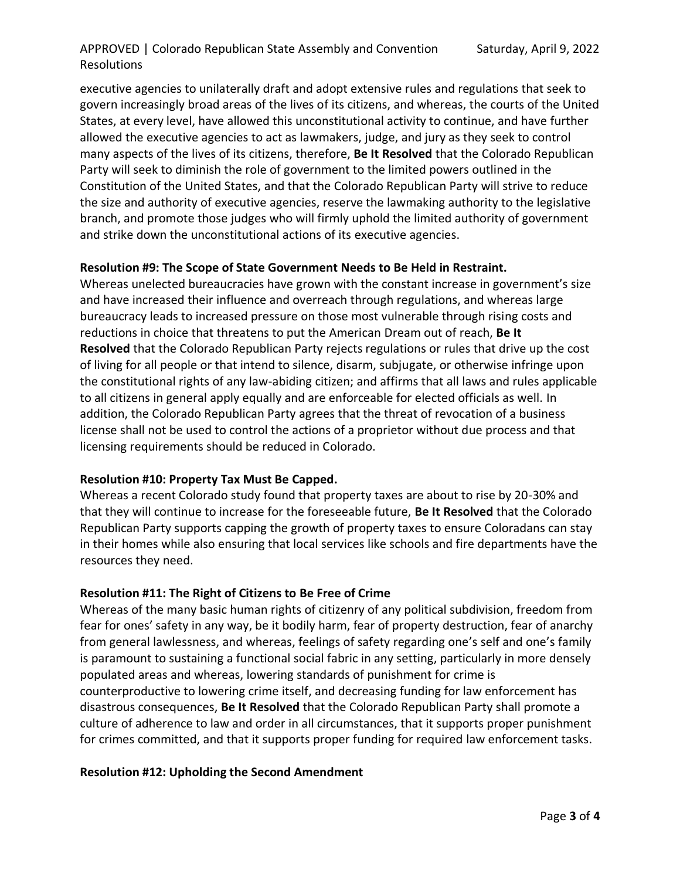executive agencies to unilaterally draft and adopt extensive rules and regulations that seek to govern increasingly broad areas of the lives of its citizens, and whereas, the courts of the United States, at every level, have allowed this unconstitutional activity to continue, and have further allowed the executive agencies to act as lawmakers, judge, and jury as they seek to control many aspects of the lives of its citizens, therefore, **Be It Resolved** that the Colorado Republican Party will seek to diminish the role of government to the limited powers outlined in the Constitution of the United States, and that the Colorado Republican Party will strive to reduce the size and authority of executive agencies, reserve the lawmaking authority to the legislative branch, and promote those judges who will firmly uphold the limited authority of government and strike down the unconstitutional actions of its executive agencies.

**Resolution #9: The Scope of State Government Needs to Be Held in Restraint.**

Whereas unelected bureaucracies have grown with the constant increase in government's size and have increased their influence and overreach through regulations, and whereas large bureaucracy leads to increased pressure on those most vulnerable through rising costs and reductions in choice that threatens to put the American Dream out of reach, **Be It Resolved** that the Colorado Republican Party rejects regulations or rules that drive up the cost of living for all people or that intend to silence, disarm, subjugate, or otherwise infringe upon the constitutional rights of any law-abiding citizen; and affirms that all laws and rules applicable to all citizens in general apply equally and are enforceable for elected officials as well. In addition, the Colorado Republican Party agrees that the threat of revocation of a business license shall not be used to control the actions of a proprietor without due process and that licensing requirements should be reduced in Colorado.

**Resolution #10: Property Tax Must Be Capped.**

Whereas a recent Colorado study found that property taxes are about to rise by 20-30% and that they will continue to increase for the foreseeable future, **Be It Resolved** that the Colorado Republican Party supports capping the growth of property taxes to ensure Coloradans can stay in their homes while also ensuring that local services like schools and fire departments have the resources they need.

**Resolution #11: The Right of Citizens to Be Free of Crime**

Whereas of the many basic human rights of citizenry of any political subdivision, freedom from fear for ones' safety in any way, be it bodily harm, fear of property destruction, fear of anarchy from general lawlessness, and whereas, feelings of safety regarding one's self and one's family is paramount to sustaining a functional social fabric in any setting, particularly in more densely populated areas and whereas, lowering standards of punishment for crime is counterproductive to lowering crime itself, and decreasing funding for law enforcement has disastrous consequences, **Be It Resolved** that the Colorado Republican Party shall promote a culture of adherence to law and order in all circumstances, that it supports proper punishment for crimes committed, and that it supports proper funding for required law enforcement tasks.

**Resolution #12: Upholding the Second Amendment**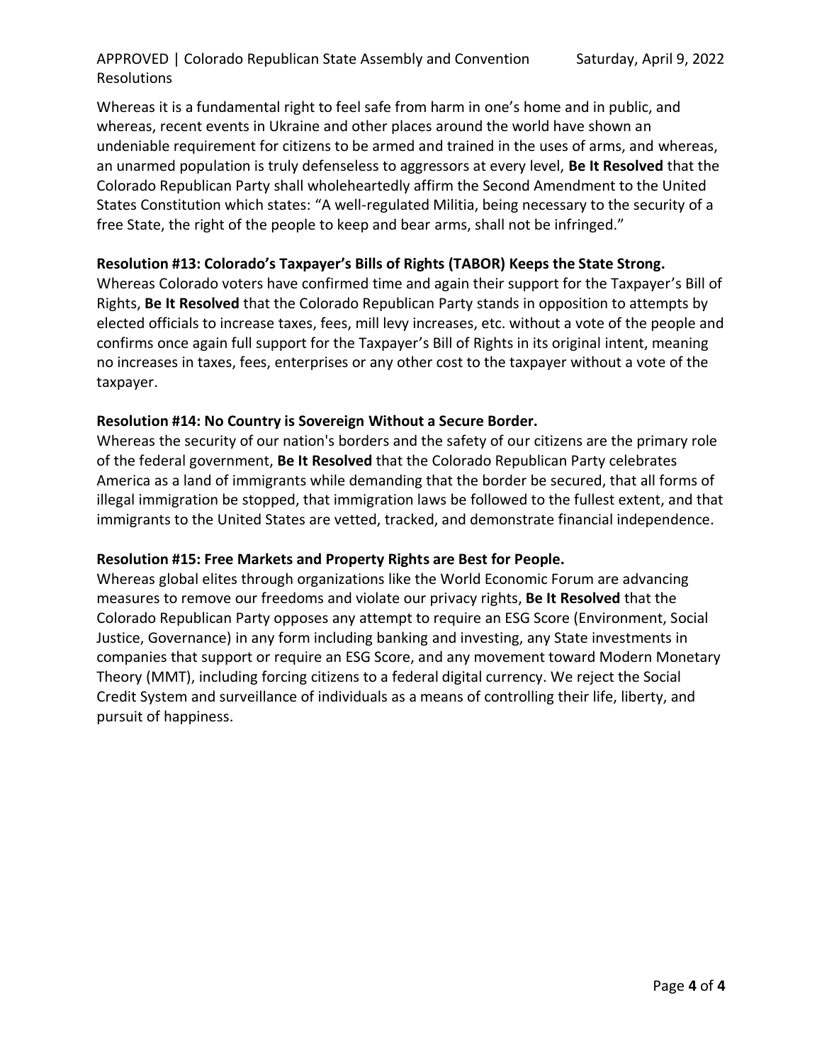Whereas it is a fundamental right to feel safe from harm in one's home and in public, and whereas, recent events in Ukraine and other places around the world have shown an undeniable requirement for citizens to be armed and trained in the uses of arms, and whereas, an unarmed population is truly defenseless to aggressors at every level, **Be It Resolved** that the Colorado Republican Party shall wholeheartedly affirm the Second Amendment to the United States Constitution which states: "A well-regulated Militia, being necessary to the security of a free State, the right of the people to keep and bear arms, shall not be infringed."

**Resolution #13: Colorado's Taxpayer's Bills of Rights (TABOR) Keeps the State Strong.**
Whereas Colorado voters have confirmed time and again their support for the Taxpayer's Bill of Rights, **Be It Resolved** that the Colorado Republican Party stands in opposition to attempts by elected officials to increase taxes, fees, mill levy increases, etc. without a vote of the people and confirms once again full support for the Taxpayer's Bill of Rights in its original intent, meaning no increases in taxes, fees, enterprises or any other cost to the taxpayer without a vote of the taxpayer.

**Resolution #14: No Country is Sovereign Without a Secure Border.**
Whereas the security of our nation's borders and the safety of our citizens are the primary role of the federal government, **Be It Resolved** that the Colorado Republican Party celebrates America as a land of immigrants while demanding that the border be secured, that all forms of illegal immigration be stopped, that immigration laws be followed to the fullest extent, and that immigrants to the United States are vetted, tracked, and demonstrate financial independence.

**Resolution #15: Free Markets and Property Rights are Best for People.**
Whereas global elites through organizations like the World Economic Forum are advancing measures to remove our freedoms and violate our privacy rights, **Be It Resolved** that the Colorado Republican Party opposes any attempt to require an ESG Score (Environment, Social Justice, Governance) in any form including banking and investing, any State investments in companies that support or require an ESG Score, and any movement toward Modern Monetary Theory (MMT), including forcing citizens to a federal digital currency. We reject the Social Credit System and surveillance of individuals as a means of controlling their life, liberty, and pursuit of happiness.